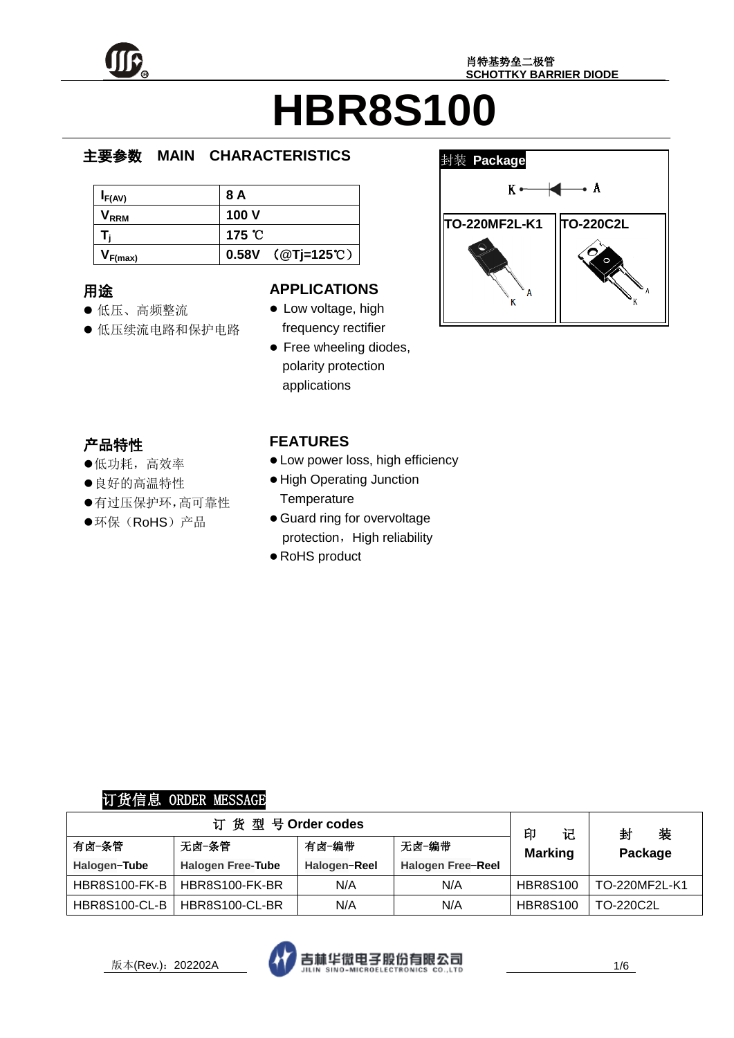肖特基势垒二极管
SCHOTTKY BARRIER DIODE

# HBR8S100

## 主要参数 MAIN CHARACTERISTICS

| | |
|---|---|
| $I_{F(AV)}$ | 8 A |
| $V_{RRM}$ | 100 V |
| $T_j$ | 175 ℃ |
| $V_{F(max)}$ | 0.58V （@Tj=125℃） |

**封装 Package**

K —▶|— A

TO-220MF2L-K1　　TO-220C2L

## 用途

- 低压、高频整流
- 低压续流电路和保护电路

## APPLICATIONS

- Low voltage, high frequency rectifier
- Free wheeling diodes, polarity protection applications

## 产品特性

- 低功耗，高效率
- 良好的高温特性
- 有过压保护环，高可靠性
- 环保（RoHS）产品

## FEATURES

- Low power loss, high efficiency
- High Operating Junction Temperature
- Guard ring for overvoltage protection，High reliability
- RoHS product

## 订货信息 ORDER MESSAGE

| 订 货 型 号 Order codes | | | | 印 记 Marking | 封 装 Package |
|---|---|---|---|---|---|
| 有卤-条管 Halogen-Tube | 无卤-条管 Halogen Free-Tube | 有卤-编带 Halogen-Reel | 无卤-编带 Halogen Free-Reel | | |
| HBR8S100-FK-B | HBR8S100-FK-BR | N/A | N/A | HBR8S100 | TO-220MF2L-K1 |
| HBR8S100-CL-B | HBR8S100-CL-BR | N/A | N/A | HBR8S100 | TO-220C2L |

版本(Rev.)：202202A

吉林华微电子股份有限公司
JILIN SINO-MICROELECTRONICS CO.,LTD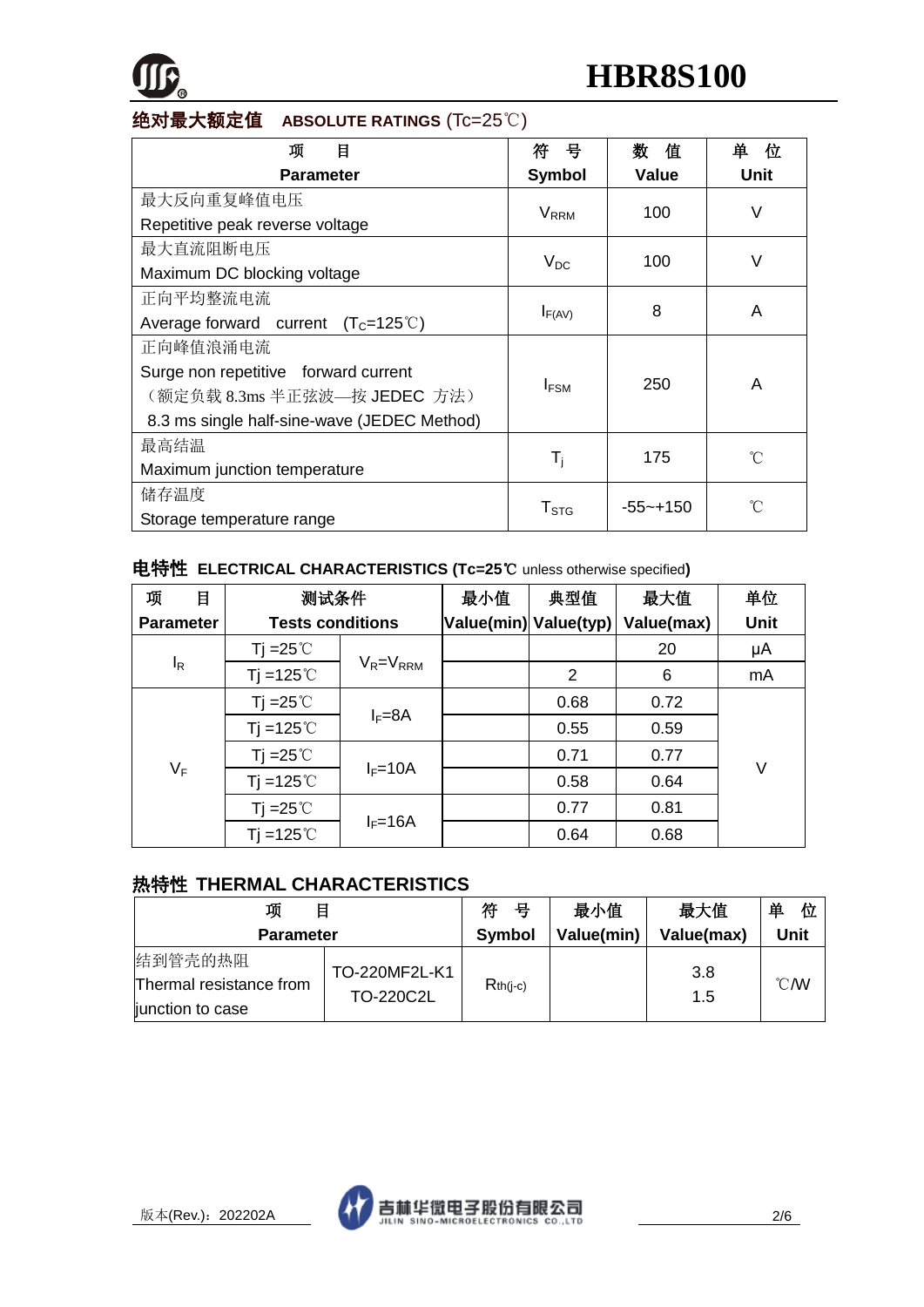## 绝对最大额定值 ABSOLUTE RATINGS (Tc=25℃)

| 项　目 Parameter | 符　号 Symbol | 数　值 Value | 单　位 Unit |
|---|---|---|---|
| 最大反向重复峰值电压 Repetitive peak reverse voltage | $V_{RRM}$ | 100 | V |
| 最大直流阻断电压 Maximum DC blocking voltage | $V_{DC}$ | 100 | V |
| 正向平均整流电流 Average forward current ($T_C$=125℃) | $I_{F(AV)}$ | 8 | A |
| 正向峰值浪涌电流 Surge non repetitive forward current （额定负载 8.3ms 半正弦波—按 JEDEC 方法） 8.3 ms single half-sine-wave (JEDEC Method) | $I_{FSM}$ | 250 | A |
| 最高结温 Maximum junction temperature | $T_j$ | 175 | ℃ |
| 储存温度 Storage temperature range | $T_{STG}$ | -55~+150 | ℃ |

## 电特性 ELECTRICAL CHARACTERISTICS (Tc=25℃ unless otherwise specified)

| 项　目 Parameter | 测试条件 Tests conditions | | 最小值 Value(min) | 典型值 Value(typ) | 最大值 Value(max) | 单位 Unit |
|---|---|---|---|---|---|---|
| $I_R$ | Tj =25℃ | $V_R$=$V_{RRM}$ | | | 20 | μA |
| | Tj =125℃ | | | 2 | 6 | mA |
| $V_F$ | Tj =25℃ | $I_F$=8A | | 0.68 | 0.72 | V |
| | Tj =125℃ | | | 0.55 | 0.59 | |
| | Tj =25℃ | $I_F$=10A | | 0.71 | 0.77 | |
| | Tj =125℃ | | | 0.58 | 0.64 | |
| | Tj =25℃ | $I_F$=16A | | 0.77 | 0.81 | |
| | Tj =125℃ | | | 0.64 | 0.68 | |

## 热特性 THERMAL CHARACTERISTICS

| 项　目 Parameter | | 符　号 Symbol | 最小值 Value(min) | 最大值 Value(max) | 单　位 Unit |
|---|---|---|---|---|---|
| 结到管壳的热阻 Thermal resistance from junction to case | TO-220MF2L-K1 | $R_{th(j-c)}$ | | 3.8 | ℃/W |
| | TO-220C2L | | | 1.5 | |

版本(Rev.)：202202A

吉林华微电子股份有限公司 JILIN SINO-MICROELECTRONICS CO.,LTD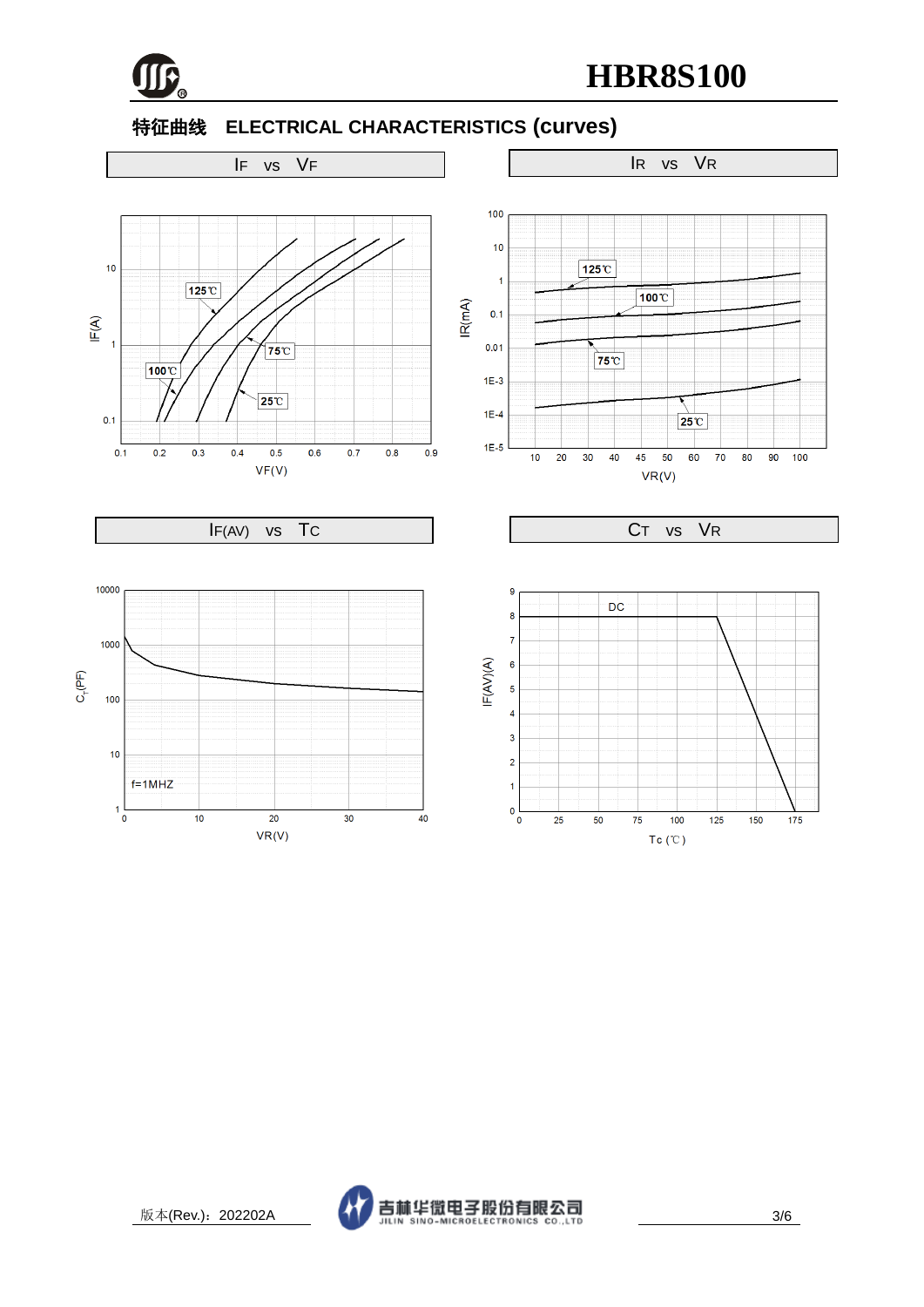## 特征曲线 ELECTRICAL CHARACTERISTICS (curves)

**IF vs VF**

IF(A) — VF(V)

Curves: 125℃, 100℃, 75℃, 25℃

**IR vs VR**

IR(mA) — VR(V)

Curves: 125℃, 100℃, 75℃, 25℃

**IF(AV) vs TC**

$C_T$(PF) — VR(V)

f=1MHZ

**CT vs VR**

IF(AV)(A) — Tc (℃)

DC

版本(Rev.)：202202A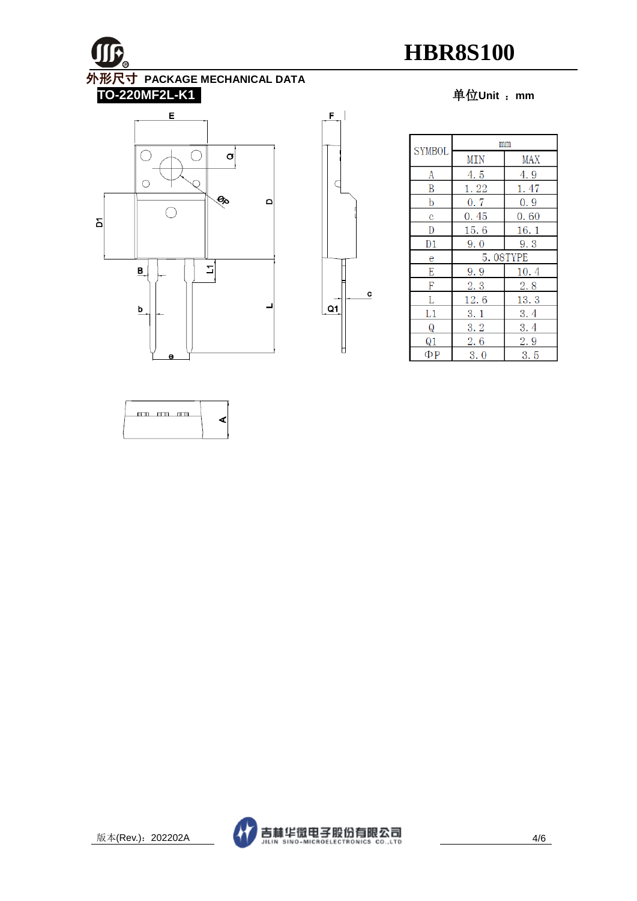## 外形尺寸 PACKAGE MECHANICAL DATA

**TO-220MF2L-K1**

单位Unit ： mm

| SYMBOL | mm | |
|---|---|---|
| | MIN | MAX |
| A | 4.5 | 4.9 |
| B | 1.22 | 1.47 |
| b | 0.7 | 0.9 |
| c | 0.45 | 0.60 |
| D | 15.6 | 16.1 |
| D1 | 9.0 | 9.3 |
| e | 5.08TYPE | |
| E | 9.9 | 10.4 |
| F | 2.3 | 2.8 |
| L | 12.6 | 13.3 |
| L1 | 3.1 | 3.4 |
| Q | 3.2 | 3.4 |
| Q1 | 2.6 | 2.9 |
| ΦP | 3.0 | 3.5 |

版本(Rev.)：202202A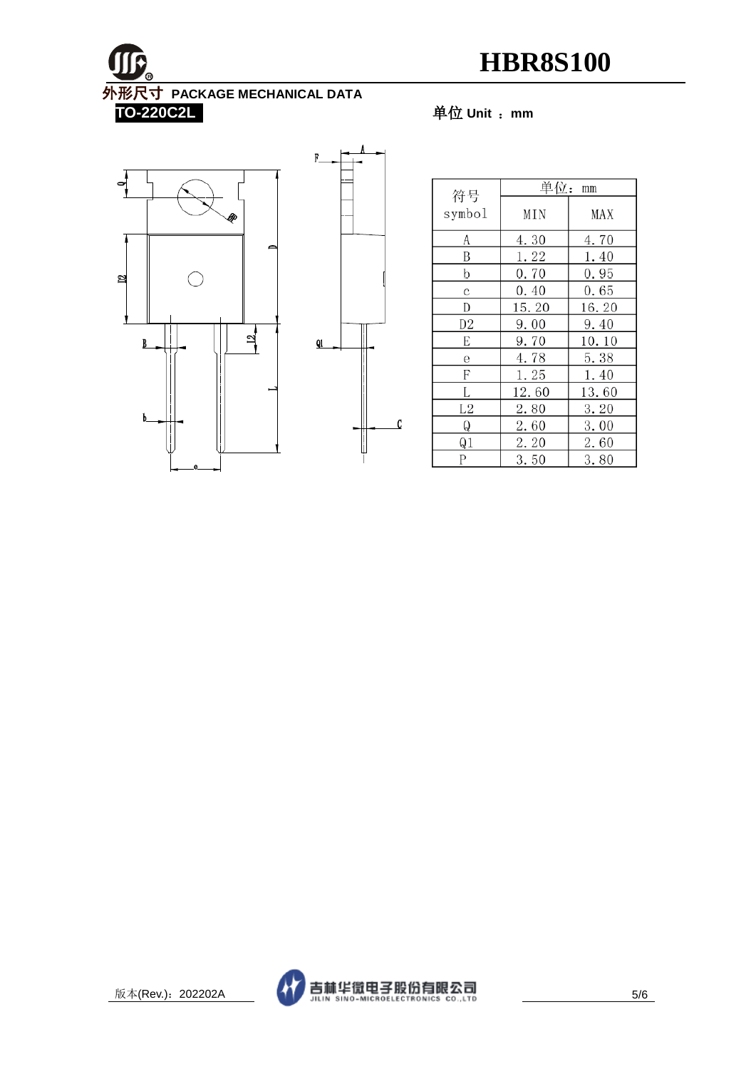## 外形尺寸 PACKAGE MECHANICAL DATA

**TO-220C2L**

单位 Unit ：mm

| 符号 symbol | 单位：mm | |
|---|---|---|
| | MIN | MAX |
| A | 4.30 | 4.70 |
| B | 1.22 | 1.40 |
| b | 0.70 | 0.95 |
| c | 0.40 | 0.65 |
| D | 15.20 | 16.20 |
| D2 | 9.00 | 9.40 |
| E | 9.70 | 10.10 |
| e | 4.78 | 5.38 |
| F | 1.25 | 1.40 |
| L | 12.60 | 13.60 |
| L2 | 2.80 | 3.20 |
| Q | 2.60 | 3.00 |
| Q1 | 2.20 | 2.60 |
| P | 3.50 | 3.80 |

版本(Rev.)：202202A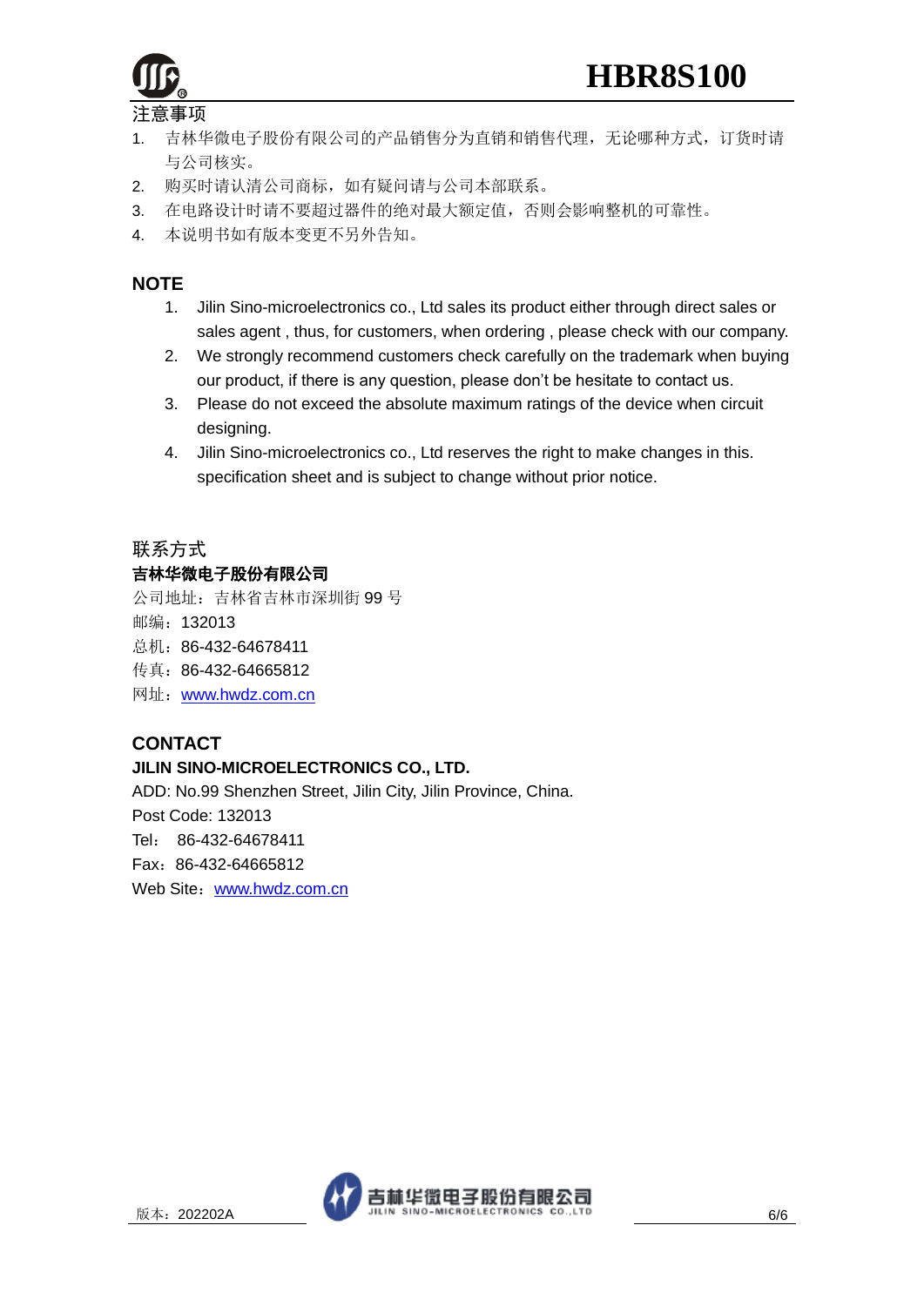## 注意事项

1. 吉林华微电子股份有限公司的产品销售分为直销和销售代理，无论哪种方式，订货时请与公司核实。
2. 购买时请认清公司商标，如有疑问请与公司本部联系。
3. 在电路设计时请不要超过器件的绝对最大额定值，否则会影响整机的可靠性。
4. 本说明书如有版本变更不另外告知。

## NOTE

1. Jilin Sino-microelectronics co., Ltd sales its product either through direct sales or sales agent , thus, for customers, when ordering , please check with our company.
2. We strongly recommend customers check carefully on the trademark when buying our product, if there is any question, please don't be hesitate to contact us.
3. Please do not exceed the absolute maximum ratings of the device when circuit designing.
4. Jilin Sino-microelectronics co., Ltd reserves the right to make changes in this. specification sheet and is subject to change without prior notice.

## 联系方式

**吉林华微电子股份有限公司**

公司地址：吉林省吉林市深圳街 99 号

邮编：132013

总机：86-432-64678411

传真：86-432-64665812

网址：www.hwdz.com.cn

## CONTACT

**JILIN SINO-MICROELECTRONICS CO., LTD.**

ADD: No.99 Shenzhen Street, Jilin City, Jilin Province, China.

Post Code: 132013

Tel： 86-432-64678411

Fax：86-432-64665812

Web Site：www.hwdz.com.cn

版本：202202A